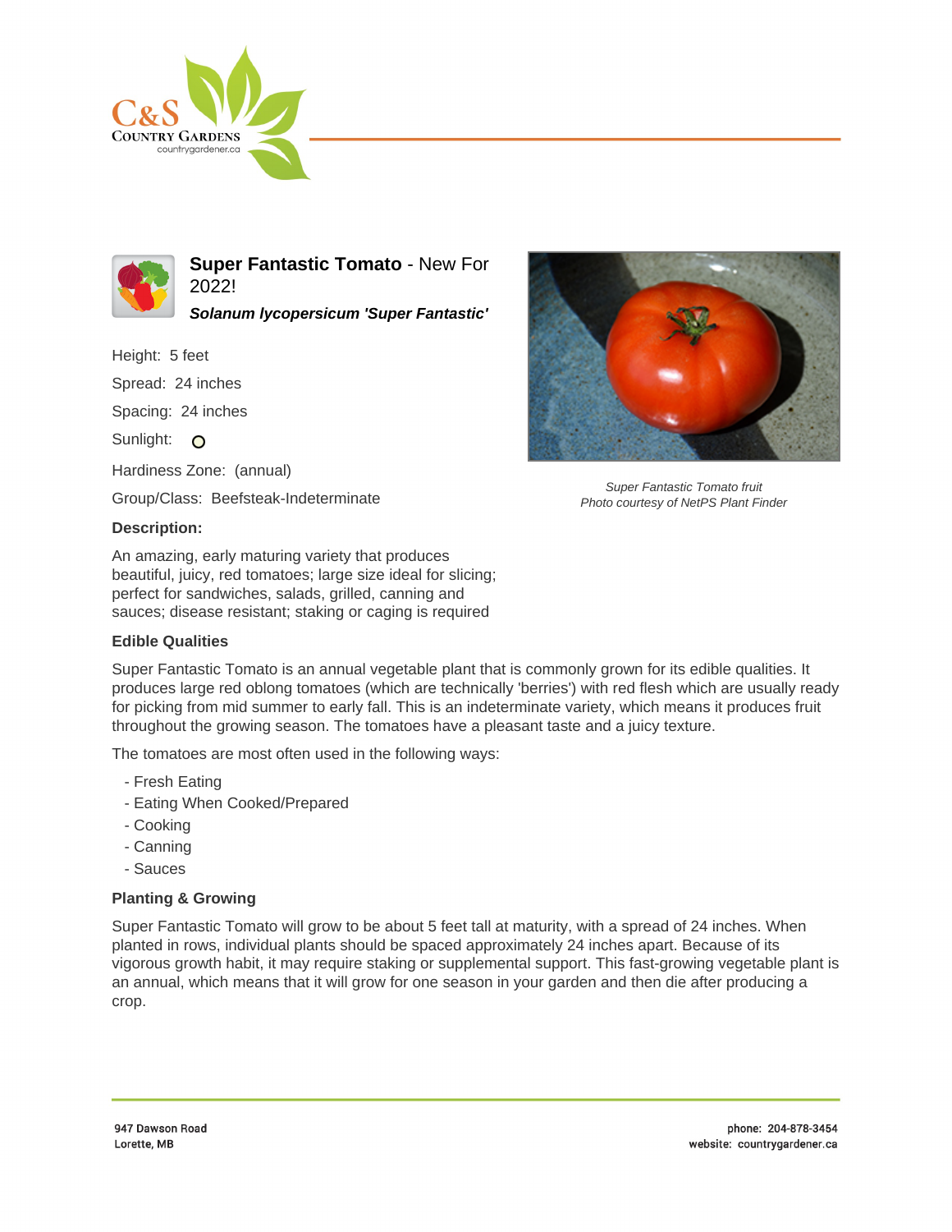# Super Fantastic Tomato - New For 2022!

***Solanum lycopersicum 'Super Fantastic'***

Height: 5 feet

Spread: 24 inches

Spacing: 24 inches

Sunlight: O

Hardiness Zone: (annual)

Group/Class: Beefsteak-Indeterminate

*Super Fantastic Tomato fruit*
*Photo courtesy of NetPS Plant Finder*

**Description:**

An amazing, early maturing variety that produces beautiful, juicy, red tomatoes; large size ideal for slicing; perfect for sandwiches, salads, grilled, canning and sauces; disease resistant; staking or caging is required

**Edible Qualities**

Super Fantastic Tomato is an annual vegetable plant that is commonly grown for its edible qualities. It produces large red oblong tomatoes (which are technically 'berries') with red flesh which are usually ready for picking from mid summer to early fall. This is an indeterminate variety, which means it produces fruit throughout the growing season. The tomatoes have a pleasant taste and a juicy texture.

The tomatoes are most often used in the following ways:

- Fresh Eating
- Eating When Cooked/Prepared
- Cooking
- Canning
- Sauces

**Planting & Growing**

Super Fantastic Tomato will grow to be about 5 feet tall at maturity, with a spread of 24 inches. When planted in rows, individual plants should be spaced approximately 24 inches apart. Because of its vigorous growth habit, it may require staking or supplemental support. This fast-growing vegetable plant is an annual, which means that it will grow for one season in your garden and then die after producing a crop.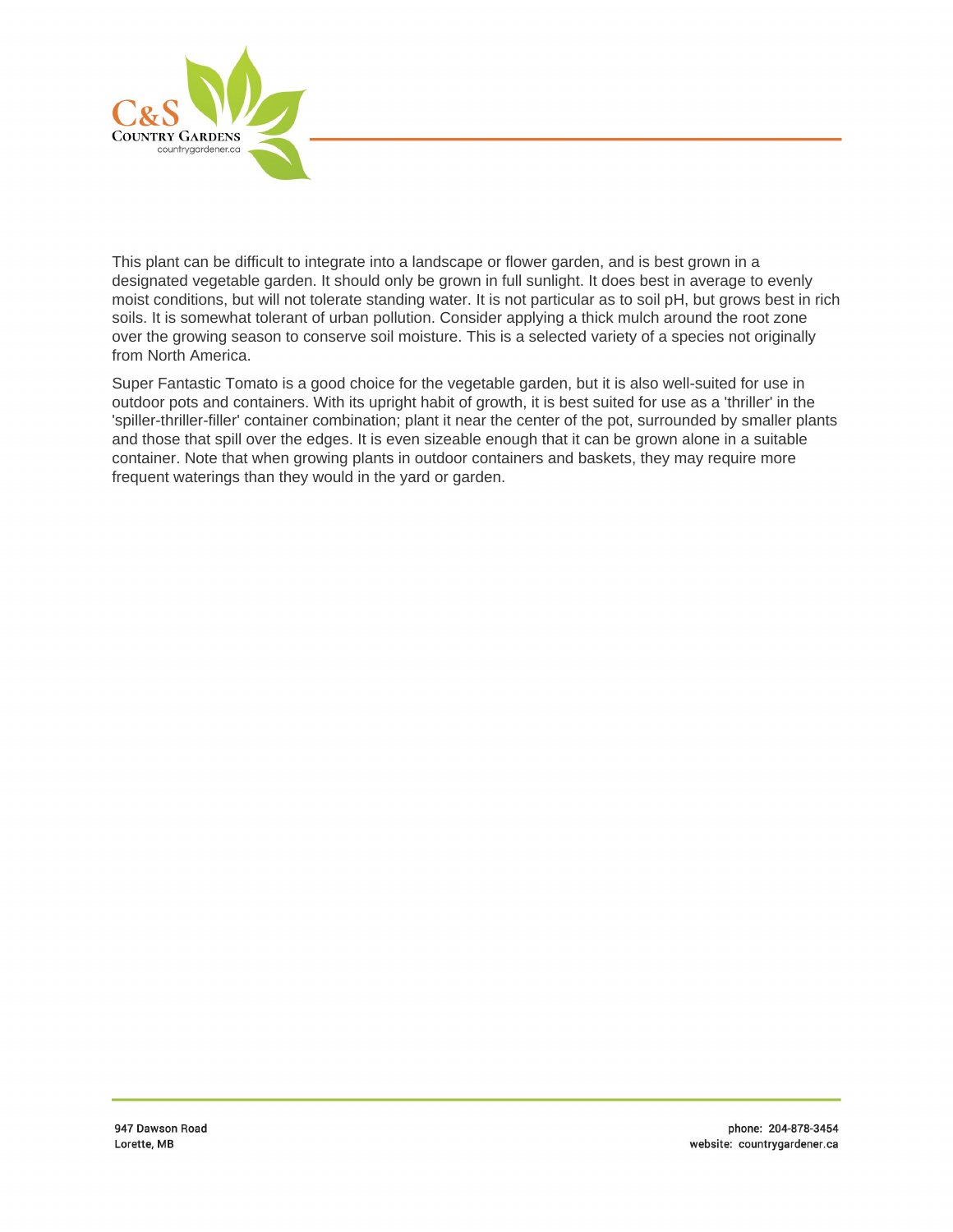This plant can be difficult to integrate into a landscape or flower garden, and is best grown in a designated vegetable garden. It should only be grown in full sunlight. It does best in average to evenly moist conditions, but will not tolerate standing water. It is not particular as to soil pH, but grows best in rich soils. It is somewhat tolerant of urban pollution. Consider applying a thick mulch around the root zone over the growing season to conserve soil moisture. This is a selected variety of a species not originally from North America.

Super Fantastic Tomato is a good choice for the vegetable garden, but it is also well-suited for use in outdoor pots and containers. With its upright habit of growth, it is best suited for use as a 'thriller' in the 'spiller-thriller-filler' container combination; plant it near the center of the pot, surrounded by smaller plants and those that spill over the edges. It is even sizeable enough that it can be grown alone in a suitable container. Note that when growing plants in outdoor containers and baskets, they may require more frequent waterings than they would in the yard or garden.